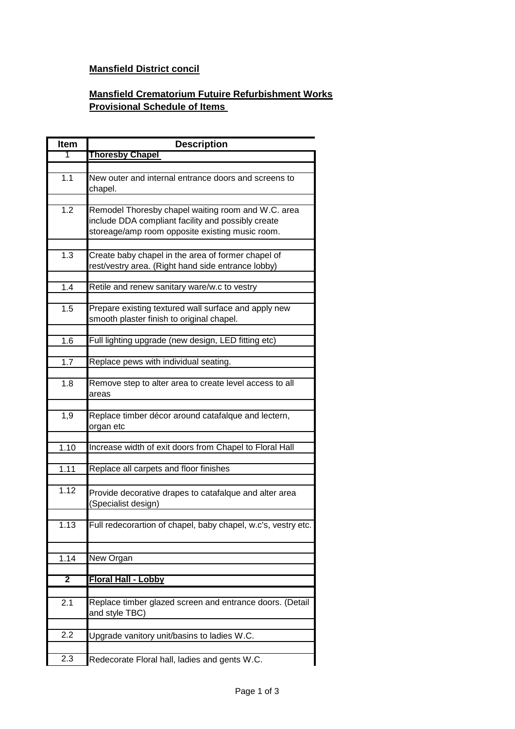**Mansfield District concil**

**Mansfield Crematorium Futuire Refurbishment Works**
**Provisional Schedule of Items**

| Item | Description |
|---|---|
| 1 | **Thoresby Chapel** |
| 1.1 | New outer and internal entrance doors and screens to chapel. |
| 1.2 | Remodel Thoresby chapel waiting room and W.C. area include DDA compliant facility and possibly create storeage/amp room opposite existing music room. |
| 1.3 | Create baby chapel in the area of former chapel of rest/vestry area. (Right hand side entrance lobby) |
| 1.4 | Retile and renew sanitary ware/w.c to vestry |
| 1.5 | Prepare existing textured wall surface and apply new smooth plaster finish to original chapel. |
| 1.6 | Full lighting upgrade (new design, LED fitting etc) |
| 1.7 | Replace pews with individual seating. |
| 1.8 | Remove step to alter area to create level access to all areas |
| 1,9 | Replace timber décor around catafalque and lectern, organ etc |
| 1.10 | Increase width of exit doors from Chapel to Floral Hall |
| 1.11 | Replace all carpets and floor finishes |
| 1.12 | Provide decorative drapes to catafalque and alter area (Specialist design) |
| 1.13 | Full redecorartion of chapel, baby chapel, w.c's, vestry etc. |
| 1.14 | New Organ |
| **2** | **Floral Hall - Lobby** |
| 2.1 | Replace timber glazed screen and entrance doors. (Detail and style TBC) |
| 2.2 | Upgrade vanitory unit/basins to ladies W.C. |
| 2.3 | Redecorate Floral hall, ladies and gents W.C. |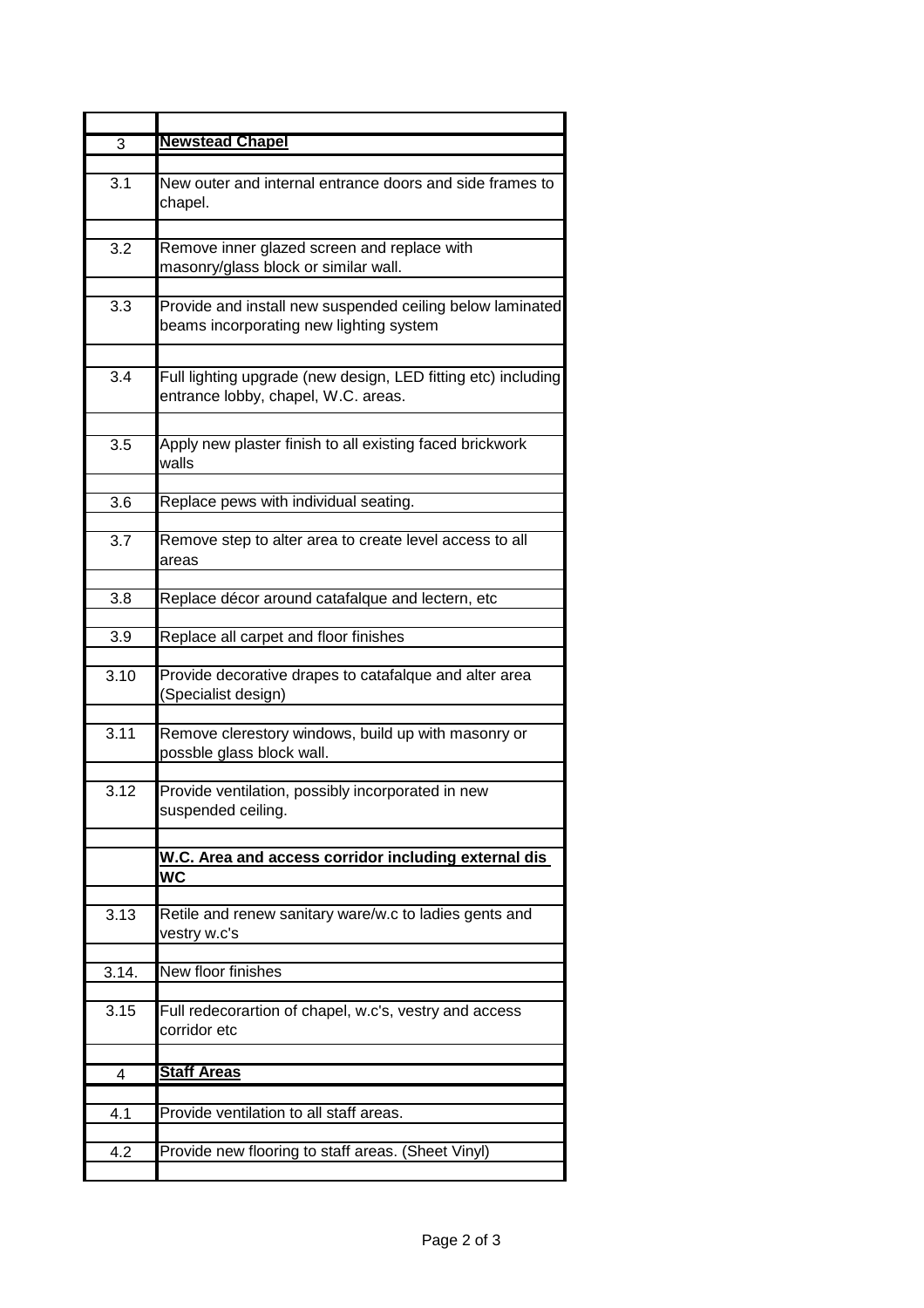| | |
|---|---|
| 3 | **Newstead Chapel** |
| 3.1 | New outer and internal entrance doors and side frames to chapel. |
| 3.2 | Remove inner glazed screen and replace with masonry/glass block or similar wall. |
| 3.3 | Provide and install new suspended ceiling below laminated beams incorporating new lighting system |
| 3.4 | Full lighting upgrade (new design, LED fitting etc) including entrance lobby, chapel, W.C. areas. |
| 3.5 | Apply new plaster finish to all existing faced brickwork walls |
| 3.6 | Replace pews with individual seating. |
| 3.7 | Remove step to alter area to create level access to all areas |
| 3.8 | Replace décor around catafalque and lectern, etc |
| 3.9 | Replace all carpet and floor finishes |
| 3.10 | Provide decorative drapes to catafalque and alter area (Specialist design) |
| 3.11 | Remove clerestory windows, build up with masonry or possble glass block wall. |
| 3.12 | Provide ventilation, possibly incorporated in new suspended ceiling. |
| | **W.C. Area and access corridor including external dis WC** |
| 3.13 | Retile and renew sanitary ware/w.c to ladies gents and vestry w.c's |
| 3.14. | New floor finishes |
| 3.15 | Full redecorartion of chapel, w.c's, vestry and access corridor etc |
| 4 | **Staff Areas** |
| 4.1 | Provide ventilation to all staff areas. |
| 4.2 | Provide new flooring to staff areas. (Sheet Vinyl) |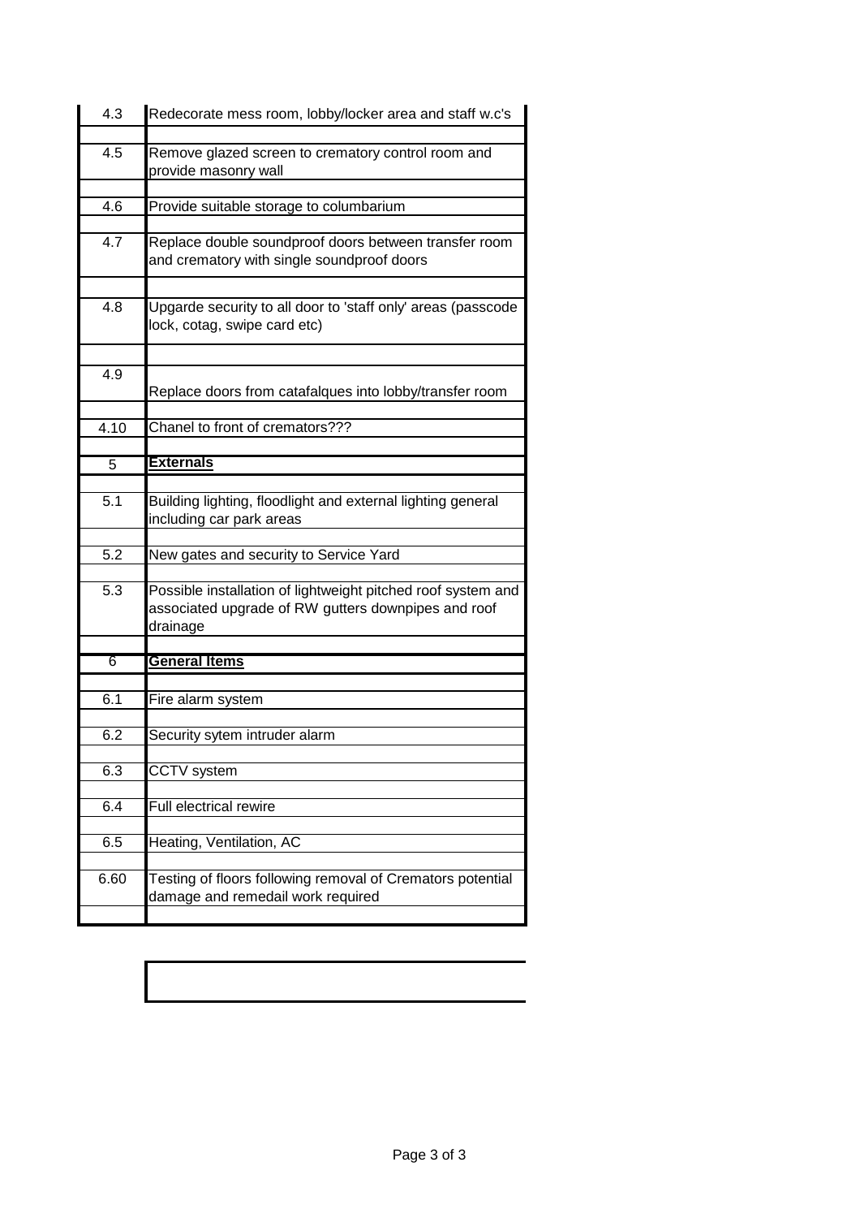| | |
|---|---|
| 4.3 | Redecorate mess room, lobby/locker area and staff w.c's |
| 4.5 | Remove glazed screen to crematory control room and provide masonry wall |
| 4.6 | Provide suitable storage to columbarium |
| 4.7 | Replace double soundproof doors between transfer room and crematory with single soundproof doors |
| 4.8 | Upgarde security to all door to 'staff only' areas (passcode lock, cotag, swipe card etc) |
| 4.9 | Replace doors from catafalques into lobby/transfer room |
| 4.10 | Chanel to front of cremators??? |
| 5 | **Externals** |
| 5.1 | Building lighting, floodlight and external lighting general including car park areas |
| 5.2 | New gates and security to Service Yard |
| 5.3 | Possible installation of lightweight pitched roof system and associated upgrade of RW gutters downpipes and roof drainage |
| 6 | **General Items** |
| 6.1 | Fire alarm system |
| 6.2 | Security sytem intruder alarm |
| 6.3 | CCTV system |
| 6.4 | Full electrical rewire |
| 6.5 | Heating, Ventilation, AC |
| 6.60 | Testing of floors following removal of Cremators potential damage and remedail work required |